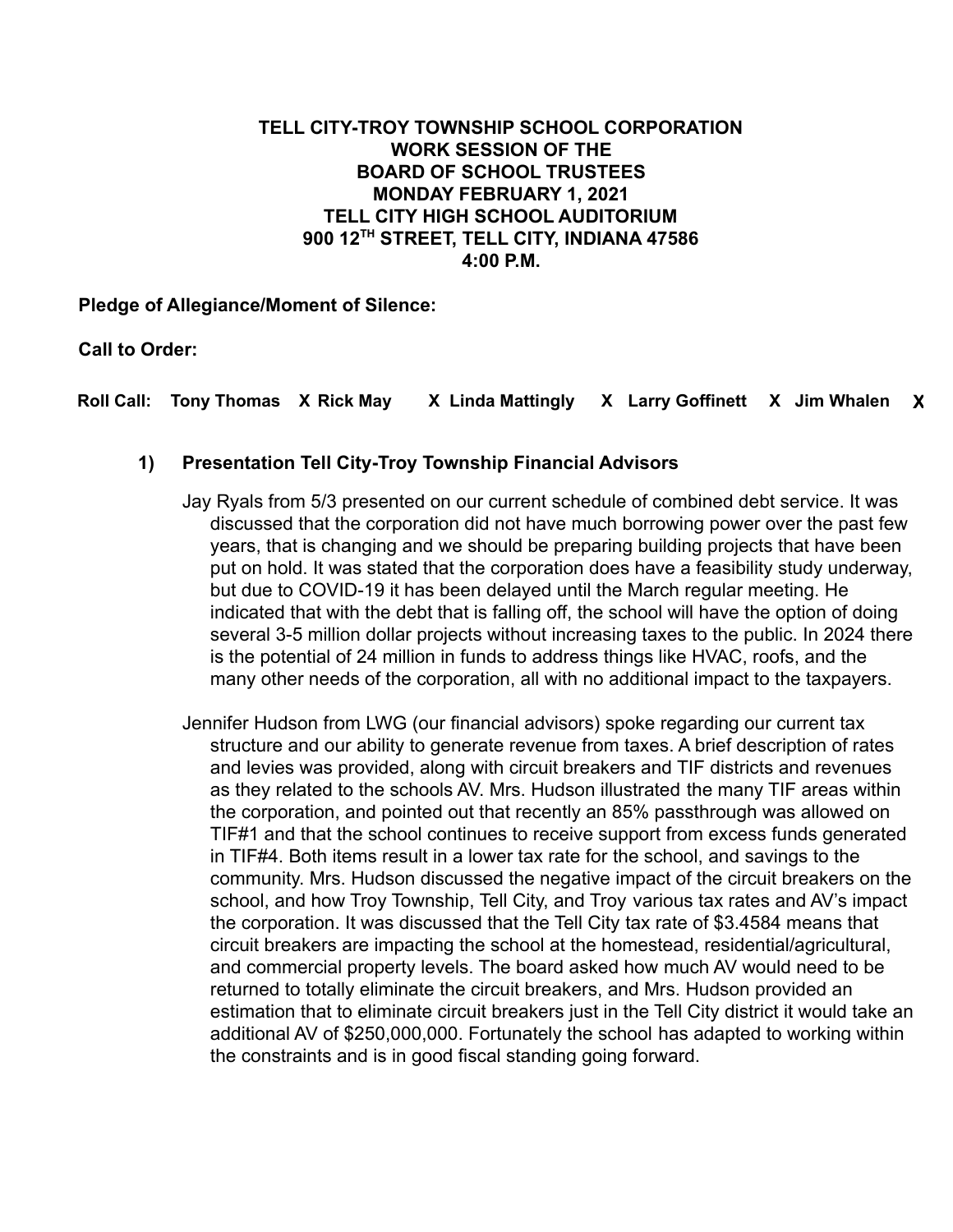**TELL CITY-TROY TOWNSHIP SCHOOL CORPORATION**
**WORK SESSION OF THE**
**BOARD OF SCHOOL TRUSTEES**
**MONDAY FEBRUARY 1, 2021**
**TELL CITY HIGH SCHOOL AUDITORIUM**
**900 12TH STREET, TELL CITY, INDIANA 47586**
**4:00 P.M.**

**Pledge of Allegiance/Moment of Silence:**

**Call to Order:**

**Roll Call:** Tony Thomas **X** Rick May **X** Linda Mattingly **X** Larry Goffinett **X** Jim Whalen **X**

1) **Presentation Tell City-Troy Township Financial Advisors**

Jay Ryals from 5/3 presented on our current schedule of combined debt service. It was discussed that the corporation did not have much borrowing power over the past few years, that is changing and we should be preparing building projects that have been put on hold. It was stated that the corporation does have a feasibility study underway, but due to COVID-19 it has been delayed until the March regular meeting. He indicated that with the debt that is falling off, the school will have the option of doing several 3-5 million dollar projects without increasing taxes to the public. In 2024 there is the potential of 24 million in funds to address things like HVAC, roofs, and the many other needs of the corporation, all with no additional impact to the taxpayers.

Jennifer Hudson from LWG (our financial advisors) spoke regarding our current tax structure and our ability to generate revenue from taxes. A brief description of rates and levies was provided, along with circuit breakers and TIF districts and revenues as they related to the schools AV. Mrs. Hudson illustrated the many TIF areas within the corporation, and pointed out that recently an 85% passthrough was allowed on TIF#1 and that the school continues to receive support from excess funds generated in TIF#4. Both items result in a lower tax rate for the school, and savings to the community. Mrs. Hudson discussed the negative impact of the circuit breakers on the school, and how Troy Township, Tell City, and Troy various tax rates and AV's impact the corporation. It was discussed that the Tell City tax rate of $3.4584 means that circuit breakers are impacting the school at the homestead, residential/agricultural, and commercial property levels. The board asked how much AV would need to be returned to totally eliminate the circuit breakers, and Mrs. Hudson provided an estimation that to eliminate circuit breakers just in the Tell City district it would take an additional AV of $250,000,000. Fortunately the school has adapted to working within the constraints and is in good fiscal standing going forward.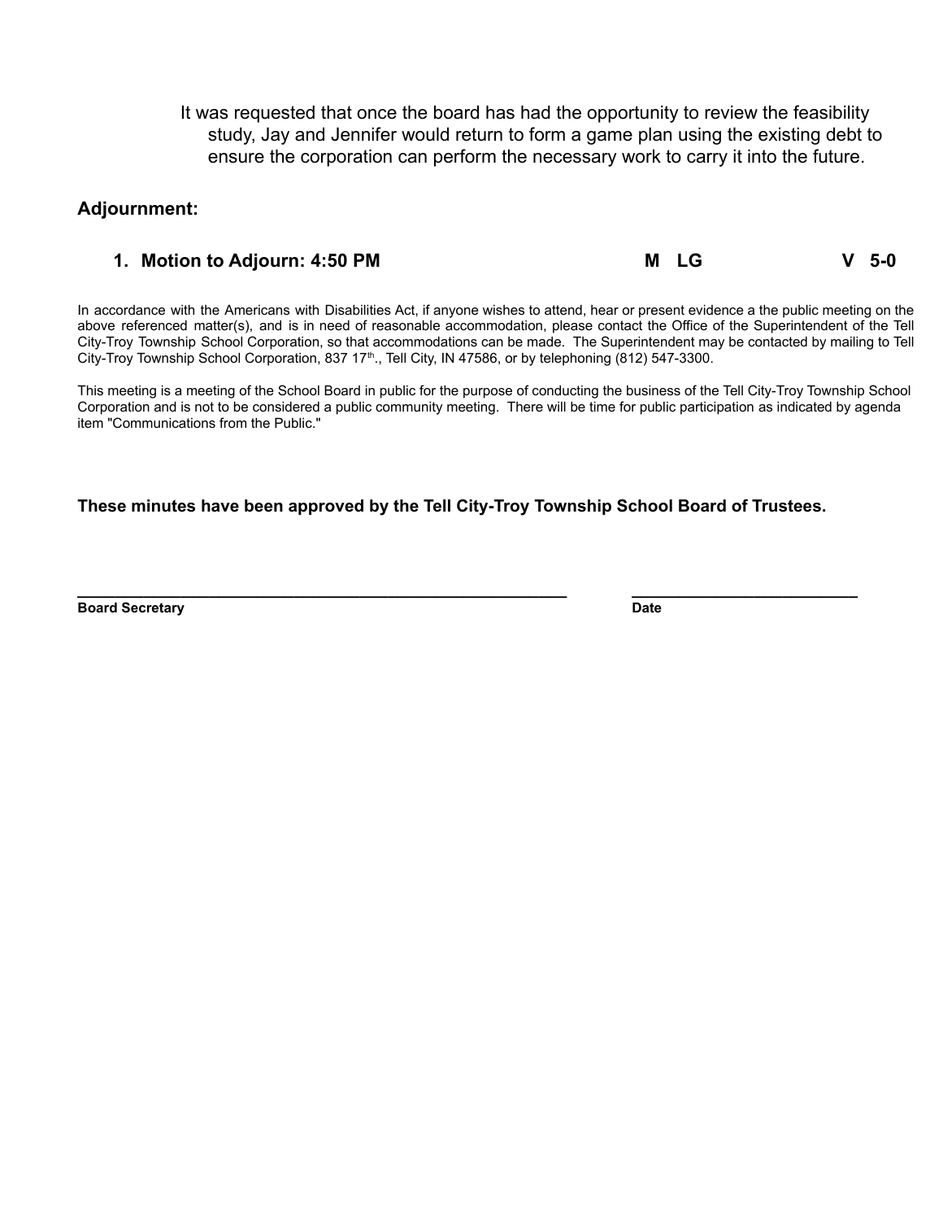It was requested that once the board has had the opportunity to review the feasibility study, Jay and Jennifer would return to form a game plan using the existing debt to ensure the corporation can perform the necessary work to carry it into the future.

## Adjournment:

1. **Motion to Adjourn: 4:50 PM** **M LG** **V 5-0**

In accordance with the Americans with Disabilities Act, if anyone wishes to attend, hear or present evidence a the public meeting on the above referenced matter(s), and is in need of reasonable accommodation, please contact the Office of the Superintendent of the Tell City-Troy Township School Corporation, so that accommodations can be made. The Superintendent may be contacted by mailing to Tell City-Troy Township School Corporation, 837 17th., Tell City, IN 47586, or by telephoning (812) 547-3300.

This meeting is a meeting of the School Board in public for the purpose of conducting the business of the Tell City-Troy Township School Corporation and is not to be considered a public community meeting. There will be time for public participation as indicated by agenda item "Communications from the Public."

**These minutes have been approved by the Tell City-Troy Township School Board of Trustees.**

______________________________________ ____________________

**Board Secretary** **Date**